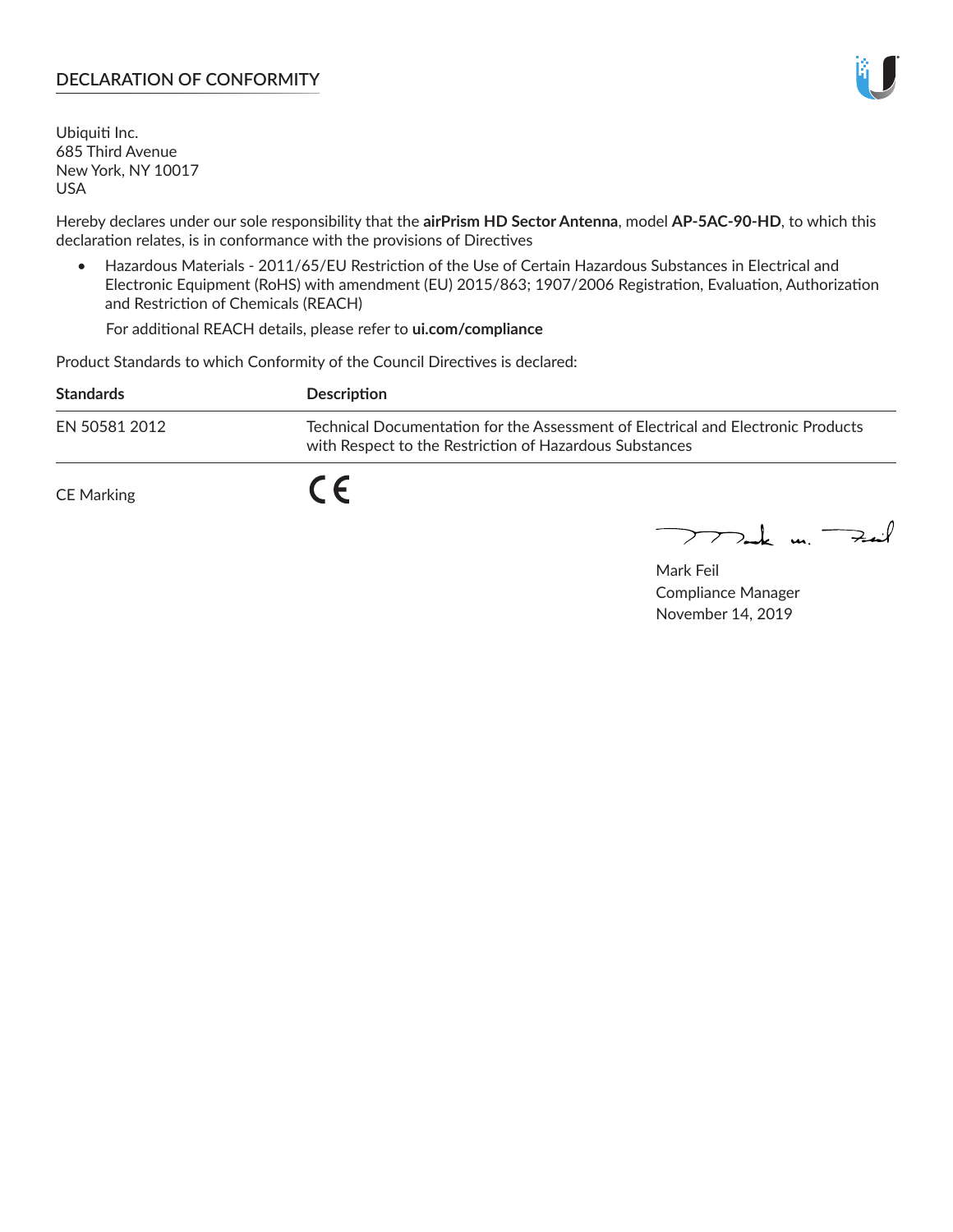## DECLARATION OF CONFORMITY

Ubiquiti Inc.
685 Third Avenue
New York, NY 10017
USA

Hereby declares under our sole responsibility that the **airPrism HD Sector Antenna**, model **AP-5AC-90-HD**, to which this declaration relates, is in conformance with the provisions of Directives

- Hazardous Materials - 2011/65/EU Restriction of the Use of Certain Hazardous Substances in Electrical and Electronic Equipment (RoHS) with amendment (EU) 2015/863; 1907/2006 Registration, Evaluation, Authorization and Restriction of Chemicals (REACH)

  For additional REACH details, please refer to **ui.com/compliance**

Product Standards to which Conformity of the Council Directives is declared:

| Standards | Description |
| --- | --- |
| EN 50581 2012 | Technical Documentation for the Assessment of Electrical and Electronic Products with Respect to the Restriction of Hazardous Substances |

CE Marking CE

Mark Feil
Compliance Manager
November 14, 2019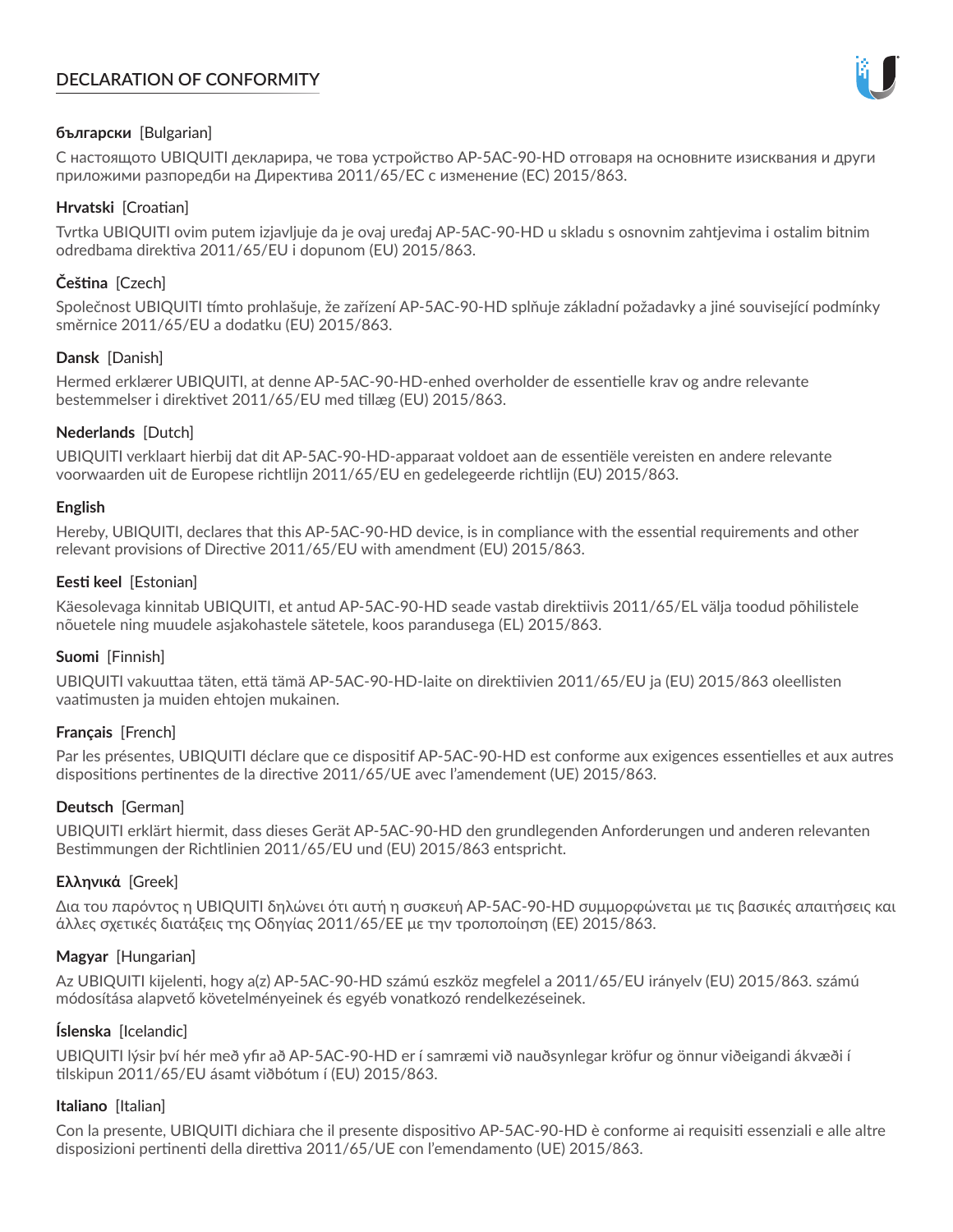# DECLARATION OF CONFORMITY

**български** [Bulgarian]

С настоящото UBIQUITI декларира, че това устройство AP-5AC-90-HD отговаря на основните изисквания и други приложими разпоредби на Директива 2011/65/ЕС с изменение (ЕС) 2015/863.

**Hrvatski** [Croatian]

Tvrtka UBIQUITI ovim putem izjavljuje da je ovaj uređaj AP-5AC-90-HD u skladu s osnovnim zahtjevima i ostalim bitnim odredbama direktiva 2011/65/EU i dopunom (EU) 2015/863.

**Čeština** [Czech]

Společnost UBIQUITI tímto prohlašuje, že zařízení AP-5AC-90-HD splňuje základní požadavky a jiné související podmínky směrnice 2011/65/EU a dodatku (EU) 2015/863.

**Dansk** [Danish]

Hermed erklærer UBIQUITI, at denne AP-5AC-90-HD-enhed overholder de essentielle krav og andre relevante bestemmelser i direktivet 2011/65/EU med tillæg (EU) 2015/863.

**Nederlands** [Dutch]

UBIQUITI verklaart hierbij dat dit AP-5AC-90-HD-apparaat voldoet aan de essentiële vereisten en andere relevante voorwaarden uit de Europese richtlijn 2011/65/EU en gedelegeerde richtlijn (EU) 2015/863.

**English**

Hereby, UBIQUITI, declares that this AP-5AC-90-HD device, is in compliance with the essential requirements and other relevant provisions of Directive 2011/65/EU with amendment (EU) 2015/863.

**Eesti keel** [Estonian]

Käesolevaga kinnitab UBIQUITI, et antud AP-5AC-90-HD seade vastab direktiivis 2011/65/EL välja toodud põhilistele nõuetele ning muudele asjakohastele sätetele, koos parandusega (EL) 2015/863.

**Suomi** [Finnish]

UBIQUITI vakuuttaa täten, että tämä AP-5AC-90-HD-laite on direktiivien 2011/65/EU ja (EU) 2015/863 oleellisten vaatimusten ja muiden ehtojen mukainen.

**Français** [French]

Par les présentes, UBIQUITI déclare que ce dispositif AP-5AC-90-HD est conforme aux exigences essentielles et aux autres dispositions pertinentes de la directive 2011/65/UE avec l'amendement (UE) 2015/863.

**Deutsch** [German]

UBIQUITI erklärt hiermit, dass dieses Gerät AP-5AC-90-HD den grundlegenden Anforderungen und anderen relevanten Bestimmungen der Richtlinien 2011/65/EU und (EU) 2015/863 entspricht.

**Ελληνικά** [Greek]

Δια του παρόντος η UBIQUITI δηλώνει ότι αυτή η συσκευή AP-5AC-90-HD συμμορφώνεται με τις βασικές απαιτήσεις και άλλες σχετικές διατάξεις της Οδηγίας 2011/65/ΕΕ με την τροποποίηση (ΕΕ) 2015/863.

**Magyar** [Hungarian]

Az UBIQUITI kijelenti, hogy a(z) AP-5AC-90-HD számú eszköz megfelel a 2011/65/EU irányelv (EU) 2015/863. számú módosítása alapvető követelményeinek és egyéb vonatkozó rendelkezéseinek.

**Íslenska** [Icelandic]

UBIQUITI lýsir því hér með yfir að AP-5AC-90-HD er í samræmi við nauðsynlegar kröfur og önnur viðeigandi ákvæði í tilskipun 2011/65/EU ásamt viðbótum í (EU) 2015/863.

**Italiano** [Italian]

Con la presente, UBIQUITI dichiara che il presente dispositivo AP-5AC-90-HD è conforme ai requisiti essenziali e alle altre disposizioni pertinenti della direttiva 2011/65/UE con l'emendamento (UE) 2015/863.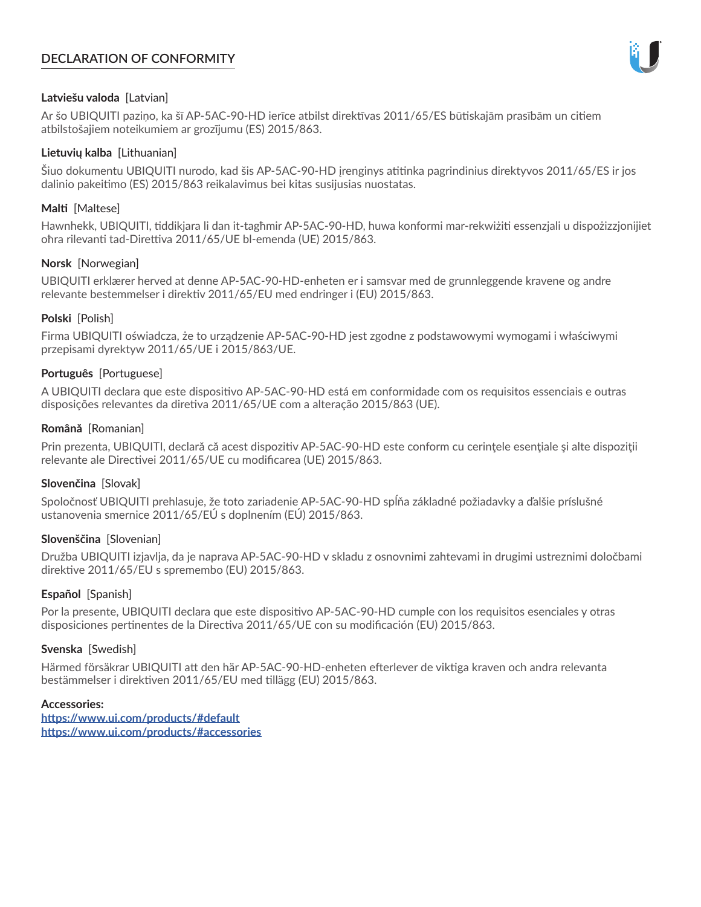# DECLARATION OF CONFORMITY

**Latviešu valoda** [Latvian]

Ar šo UBIQUITI paziņo, ka šī AP-5AC-90-HD ierīce atbilst direktīvas 2011/65/ES būtiskajām prasībām un citiem atbilstošajiem noteikumiem ar grozījumu (ES) 2015/863.

**Lietuvių kalba** [Lithuanian]

Šiuo dokumentu UBIQUITI nurodo, kad šis AP-5AC-90-HD įrenginys atitinka pagrindinius direktyvos 2011/65/ES ir jos dalinio pakeitimo (ES) 2015/863 reikalavimus bei kitas susijusias nuostatas.

**Malti** [Maltese]

Hawnhekk, UBIQUITI, tiddikjara li dan it-tagħmir AP-5AC-90-HD, huwa konformi mar-rekwiżiti essenzjali u dispożizzjonijiet oħra rilevanti tad-Direttiva 2011/65/UE bl-emenda (UE) 2015/863.

**Norsk** [Norwegian]

UBIQUITI erklærer herved at denne AP-5AC-90-HD-enheten er i samsvar med de grunnleggende kravene og andre relevante bestemmelser i direktiv 2011/65/EU med endringer i (EU) 2015/863.

**Polski** [Polish]

Firma UBIQUITI oświadcza, że to urządzenie AP-5AC-90-HD jest zgodne z podstawowymi wymogami i właściwymi przepisami dyrektyw 2011/65/UE i 2015/863/UE.

**Português** [Portuguese]

A UBIQUITI declara que este dispositivo AP-5AC-90-HD está em conformidade com os requisitos essenciais e outras disposições relevantes da diretiva 2011/65/UE com a alteração 2015/863 (UE).

**Română** [Romanian]

Prin prezenta, UBIQUITI, declară că acest dispozitiv AP-5AC-90-HD este conform cu cerinţele esenţiale şi alte dispoziţii relevante ale Directivei 2011/65/UE cu modificarea (UE) 2015/863.

**Slovenčina** [Slovak]

Spoločnosť UBIQUITI prehlasuje, že toto zariadenie AP-5AC-90-HD spĺňa základné požiadavky a ďalšie príslušné ustanovenia smernice 2011/65/EÚ s doplnením (EÚ) 2015/863.

**Slovenščina** [Slovenian]

Družba UBIQUITI izjavlja, da je naprava AP-5AC-90-HD v skladu z osnovnimi zahtevami in drugimi ustreznimi določbami direktive 2011/65/EU s spremembo (EU) 2015/863.

**Español** [Spanish]

Por la presente, UBIQUITI declara que este dispositivo AP-5AC-90-HD cumple con los requisitos esenciales y otras disposiciones pertinentes de la Directiva 2011/65/UE con su modificación (EU) 2015/863.

**Svenska** [Swedish]

Härmed försäkrar UBIQUITI att den här AP-5AC-90-HD-enheten efterlever de viktiga kraven och andra relevanta bestämmelser i direktiven 2011/65/EU med tillägg (EU) 2015/863.

**Accessories:**
**https://www.ui.com/products/#default**
**https://www.ui.com/products/#accessories**